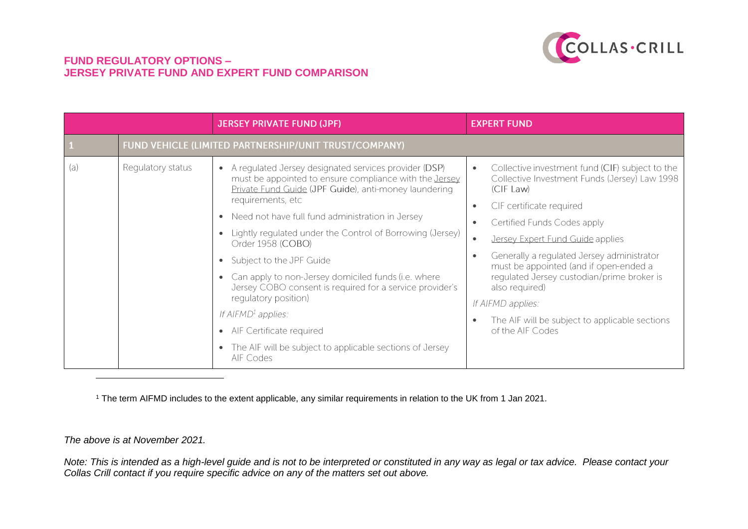# FUND REGULATORY OPTIONS – JERSEY PRIVATE FUND AND EXPERT FUND COMPARISON

| | | JERSEY PRIVATE FUND (JPF) | EXPERT FUND |
|---|---|---|---|
| **1** | **FUND VEHICLE (LIMITED PARTNERSHIP/UNIT TRUST/COMPANY)** | | |
| (a) | Regulatory status | • A regulated Jersey designated services provider (DSP) must be appointed to ensure compliance with the Jersey Private Fund Guide (JPF Guide), anti-money laundering requirements, etc<br>• Need not have full fund administration in Jersey<br>• Lightly regulated under the Control of Borrowing (Jersey) Order 1958 (COBO)<br>• Subject to the JPF Guide<br>• Can apply to non-Jersey domiciled funds (i.e. where Jersey COBO consent is required for a service provider's regulatory position)<br>*If AIFMD[1] applies:*<br>• AIF Certificate required<br>• The AIF will be subject to applicable sections of Jersey AIF Codes | • Collective investment fund (CIF) subject to the Collective Investment Funds (Jersey) Law 1998 (CIF Law)<br>• CIF certificate required<br>• Certified Funds Codes apply<br>• Jersey Expert Fund Guide applies<br>• Generally a regulated Jersey administrator must be appointed (and if open-ended a regulated Jersey custodian/prime broker is also required)<br>*If AIFMD applies:*<br>• The AIF will be subject to applicable sections of the AIF Codes |

[1] The term AIFMD includes to the extent applicable, any similar requirements in relation to the UK from 1 Jan 2021.

*The above is at November 2021.*

*Note: This is intended as a high-level guide and is not to be interpreted or constituted in any way as legal or tax advice. Please contact your Collas Crill contact if you require specific advice on any of the matters set out above.*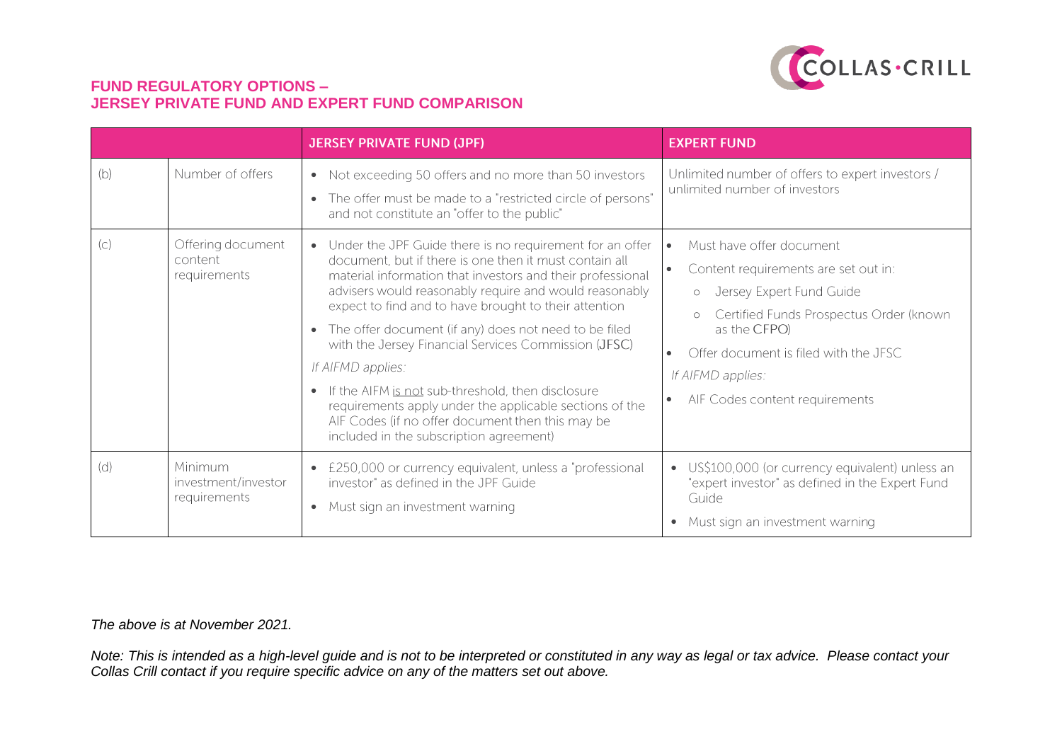## FUND REGULATORY OPTIONS – JERSEY PRIVATE FUND AND EXPERT FUND COMPARISON

| | | JERSEY PRIVATE FUND (JPF) | EXPERT FUND |
|---|---|---|---|
| (b) | Number of offers | • Not exceeding 50 offers and no more than 50 investors<br>• The offer must be made to a "restricted circle of persons" and not constitute an "offer to the public" | Unlimited number of offers to expert investors / unlimited number of investors |
| (c) | Offering document content requirements | • Under the JPF Guide there is no requirement for an offer document, but if there is one then it must contain all material information that investors and their professional advisers would reasonably require and would reasonably expect to find and to have brought to their attention<br>• The offer document (if any) does not need to be filed with the Jersey Financial Services Commission (JFSC)<br>*If AIFMD applies:*<br>• If the AIFM is not sub-threshold, then disclosure requirements apply under the applicable sections of the AIF Codes (if no offer document then this may be included in the subscription agreement) | • Must have offer document<br>• Content requirements are set out in:<br>&nbsp;&nbsp;○ Jersey Expert Fund Guide<br>&nbsp;&nbsp;○ Certified Funds Prospectus Order (known as the CFPO)<br>• Offer document is filed with the JFSC<br>*If AIFMD applies:*<br>• AIF Codes content requirements |
| (d) | Minimum investment/investor requirements | • £250,000 or currency equivalent, unless a "professional investor" as defined in the JPF Guide<br>• Must sign an investment warning | • US$100,000 (or currency equivalent) unless an "expert investor" as defined in the Expert Fund Guide<br>• Must sign an investment warning |

*The above is at November 2021.*

*Note: This is intended as a high-level guide and is not to be interpreted or constituted in any way as legal or tax advice. Please contact your Collas Crill contact if you require specific advice on any of the matters set out above.*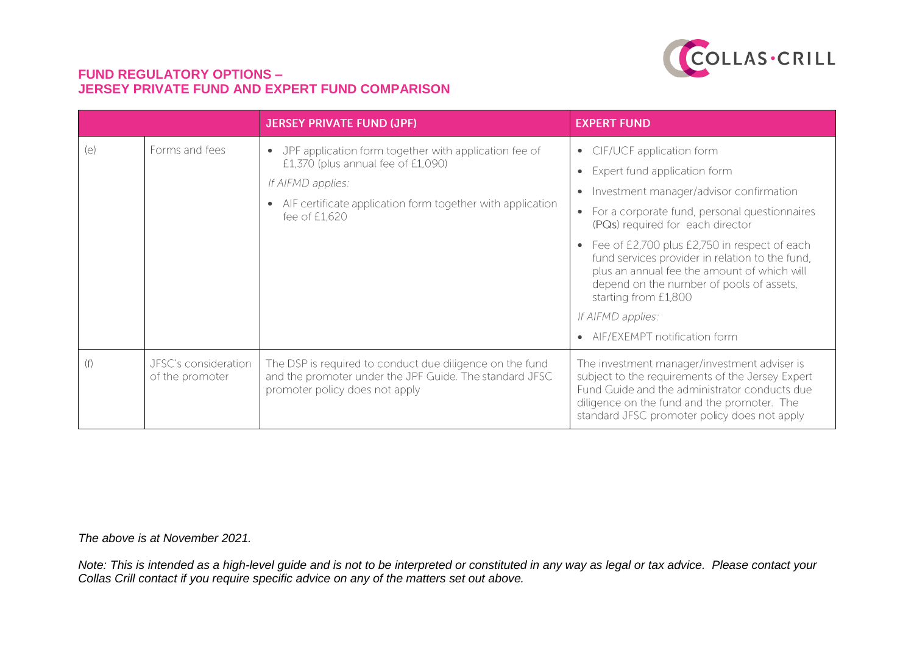## FUND REGULATORY OPTIONS – JERSEY PRIVATE FUND AND EXPERT FUND COMPARISON

| | | JERSEY PRIVATE FUND (JPF) | EXPERT FUND |
|---|---|---|---|
| (e) | Forms and fees | • JPF application form together with application fee of £1,370 (plus annual fee of £1,090)<br>*If AIFMD applies:*<br>• AIF certificate application form together with application fee of £1,620 | • CIF/UCF application form<br>• Expert fund application form<br>• Investment manager/advisor confirmation<br>• For a corporate fund, personal questionnaires (PQs) required for each director<br>• Fee of £2,700 plus £2,750 in respect of each fund services provider in relation to the fund, plus an annual fee the amount of which will depend on the number of pools of assets, starting from £1,800<br>*If AIFMD applies:*<br>• AIF/EXEMPT notification form |
| (f) | JFSC's consideration of the promoter | The DSP is required to conduct due diligence on the fund and the promoter under the JPF Guide. The standard JFSC promoter policy does not apply | The investment manager/investment adviser is subject to the requirements of the Jersey Expert Fund Guide and the administrator conducts due diligence on the fund and the promoter. The standard JFSC promoter policy does not apply |

*The above is at November 2021.*

*Note: This is intended as a high-level guide and is not to be interpreted or constituted in any way as legal or tax advice. Please contact your Collas Crill contact if you require specific advice on any of the matters set out above.*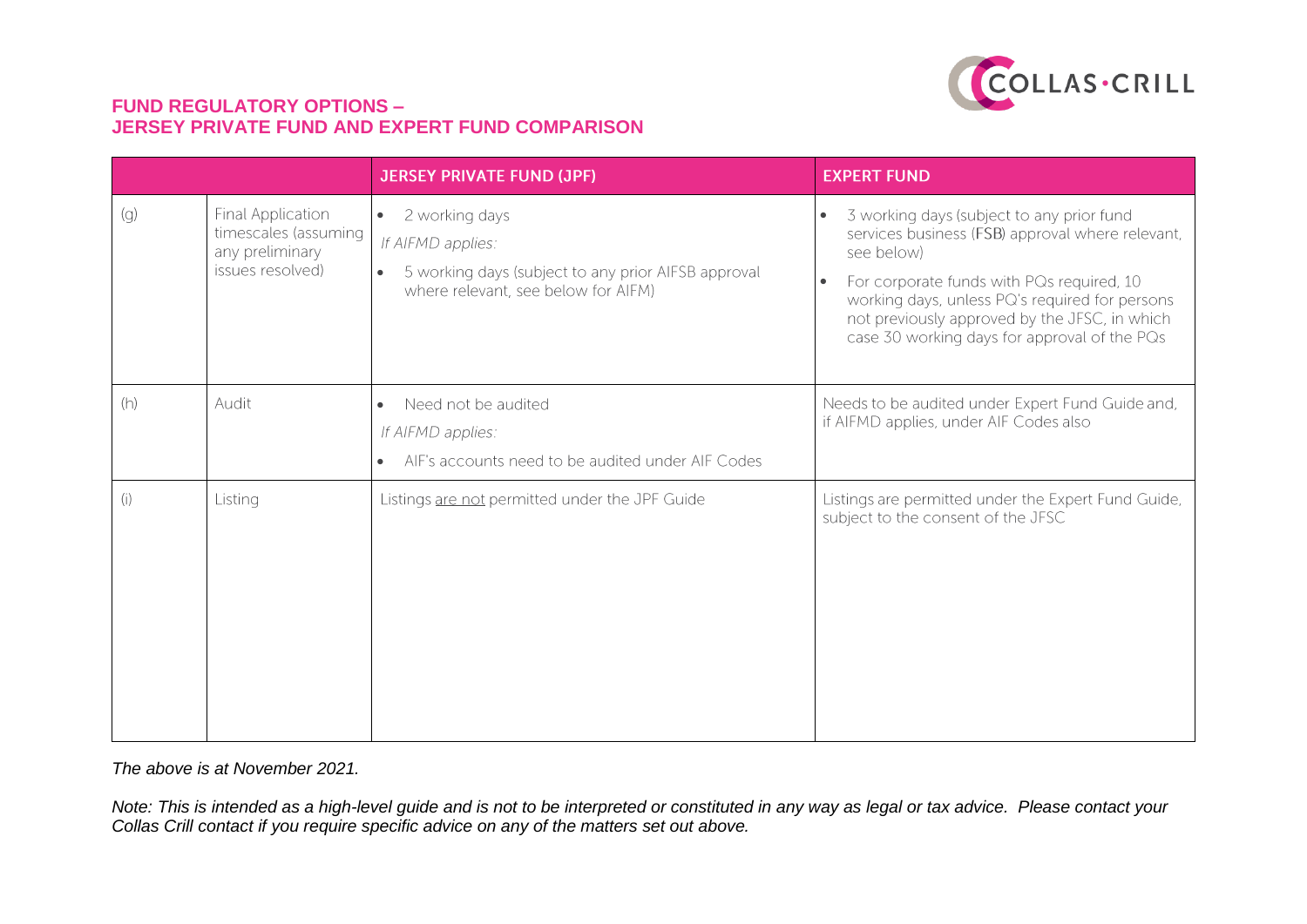## FUND REGULATORY OPTIONS – JERSEY PRIVATE FUND AND EXPERT FUND COMPARISON

| | | JERSEY PRIVATE FUND (JPF) | EXPERT FUND |
|---|---|---|---|
| (g) | Final Application timescales (assuming any preliminary issues resolved) | • 2 working days<br>*If AIFMD applies:*<br>• 5 working days (subject to any prior AIFSB approval where relevant, see below for AIFM) | • 3 working days (subject to any prior fund services business (FSB) approval where relevant, see below)<br>• For corporate funds with PQs required, 10 working days, unless PQ's required for persons not previously approved by the JFSC, in which case 30 working days for approval of the PQs |
| (h) | Audit | • Need not be audited<br>*If AIFMD applies:*<br>• AIF's accounts need to be audited under AIF Codes | Needs to be audited under Expert Fund Guide and, if AIFMD applies, under AIF Codes also |
| (i) | Listing | Listings <u>are not</u> permitted under the JPF Guide | Listings are permitted under the Expert Fund Guide, subject to the consent of the JFSC |

*The above is at November 2021.*

*Note: This is intended as a high-level guide and is not to be interpreted or constituted in any way as legal or tax advice. Please contact your Collas Crill contact if you require specific advice on any of the matters set out above.*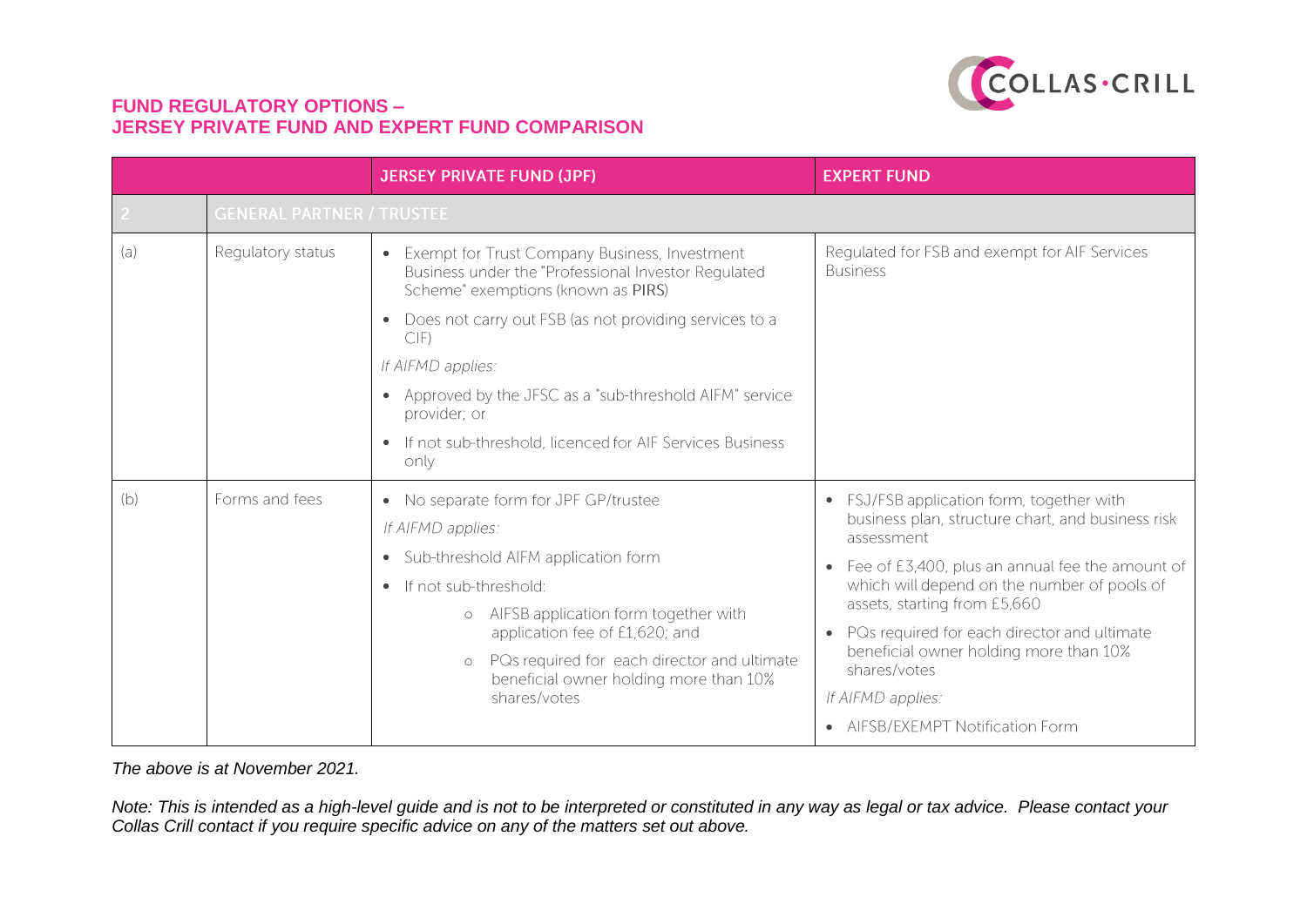## FUND REGULATORY OPTIONS –
## JERSEY PRIVATE FUND AND EXPERT FUND COMPARISON

| | | JERSEY PRIVATE FUND (JPF) | EXPERT FUND |
|---|---|---|---|
| 2 | GENERAL PARTNER / TRUSTEE | | |
| (a) | Regulatory status | • Exempt for Trust Company Business, Investment Business under the "Professional Investor Regulated Scheme" exemptions (known as PIRS)<br>• Does not carry out FSB (as not providing services to a CIF)<br>*If AIFMD applies:*<br>• Approved by the JFSC as a "sub-threshold AIFM" service provider; or<br>• If not sub-threshold, licenced for AIF Services Business only | Regulated for FSB and exempt for AIF Services Business |
| (b) | Forms and fees | • No separate form for JPF GP/trustee<br>*If AIFMD applies:*<br>• Sub-threshold AIFM application form<br>• If not sub-threshold:<br>  ○ AIFSB application form together with application fee of £1,620; and<br>  ○ PQs required for each director and ultimate beneficial owner holding more than 10% shares/votes | • FSJ/FSB application form, together with business plan, structure chart, and business risk assessment<br>• Fee of £3,400, plus an annual fee the amount of which will depend on the number of pools of assets, starting from £5,660<br>• PQs required for each director and ultimate beneficial owner holding more than 10% shares/votes<br>*If AIFMD applies:*<br>• AIFSB/EXEMPT Notification Form |

*The above is at November 2021.*

*Note: This is intended as a high-level guide and is not to be interpreted or constituted in any way as legal or tax advice. Please contact your Collas Crill contact if you require specific advice on any of the matters set out above.*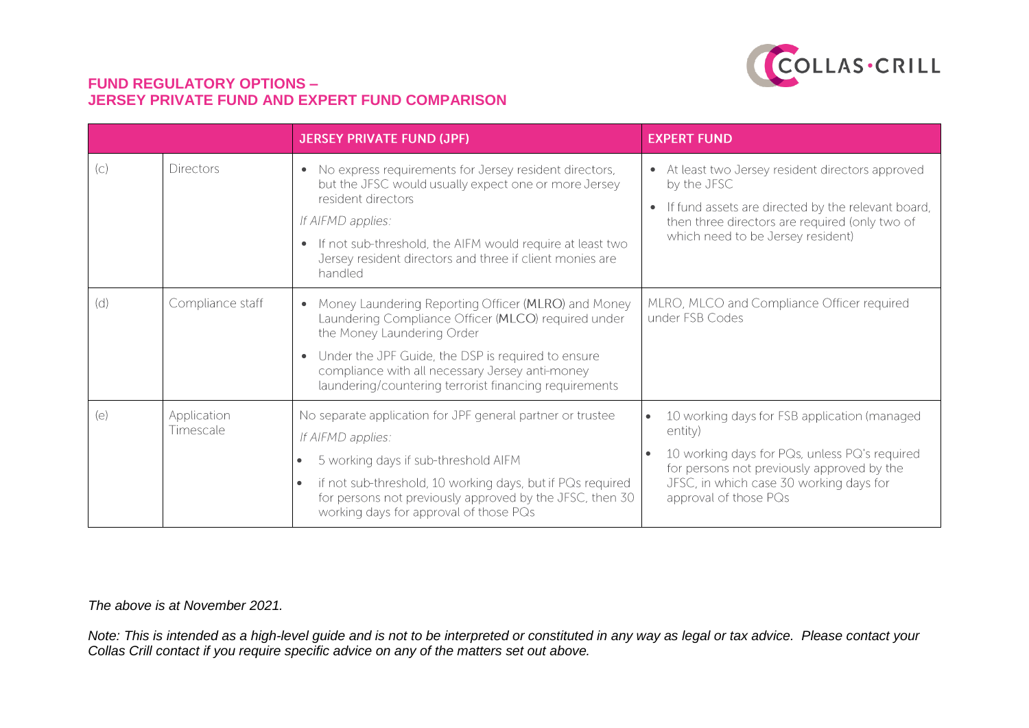## FUND REGULATORY OPTIONS –
## JERSEY PRIVATE FUND AND EXPERT FUND COMPARISON

| | | JERSEY PRIVATE FUND (JPF) | EXPERT FUND |
|---|---|---|---|
| (c) | Directors | • No express requirements for Jersey resident directors, but the JFSC would usually expect one or more Jersey resident directors<br>*If AIFMD applies:*<br>• If not sub-threshold, the AIFM would require at least two Jersey resident directors and three if client monies are handled | • At least two Jersey resident directors approved by the JFSC<br>• If fund assets are directed by the relevant board, then three directors are required (only two of which need to be Jersey resident) |
| (d) | Compliance staff | • Money Laundering Reporting Officer (**MLRO**) and Money Laundering Compliance Officer (**MLCO**) required under the Money Laundering Order<br>• Under the JPF Guide, the DSP is required to ensure compliance with all necessary Jersey anti-money laundering/countering terrorist financing requirements | MLRO, MLCO and Compliance Officer required under FSB Codes |
| (e) | Application Timescale | No separate application for JPF general partner or trustee<br>*If AIFMD applies:*<br>• 5 working days if sub-threshold AIFM<br>• if not sub-threshold, 10 working days, but if PQs required for persons not previously approved by the JFSC, then 30 working days for approval of those PQs | • 10 working days for FSB application (managed entity)<br>• 10 working days for PQs, unless PQ's required for persons not previously approved by the JFSC, in which case 30 working days for approval of those PQs |

*The above is at November 2021.*

*Note: This is intended as a high-level guide and is not to be interpreted or constituted in any way as legal or tax advice. Please contact your Collas Crill contact if you require specific advice on any of the matters set out above.*